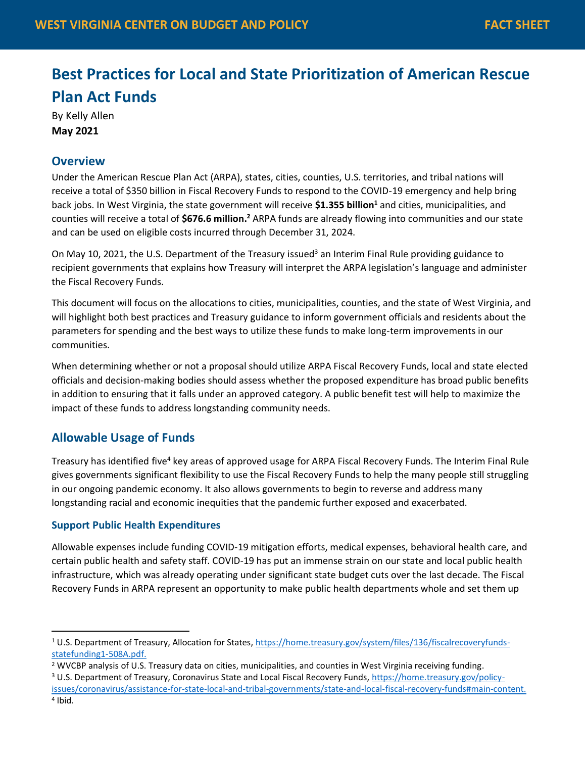WEST VIRGINIA CENTER ON BUDGET AND POLICY — FACT SHEET

# Best Practices for Local and State Prioritization of American Rescue Plan Act Funds

By Kelly Allen
**May 2021**

## Overview

Under the American Rescue Plan Act (ARPA), states, cities, counties, U.S. territories, and tribal nations will receive a total of $350 billion in Fiscal Recovery Funds to respond to the COVID-19 emergency and help bring back jobs. In West Virginia, the state government will receive **$1.355 billion**[1] and cities, municipalities, and counties will receive a total of **$676.6 million.**[2] ARPA funds are already flowing into communities and our state and can be used on eligible costs incurred through December 31, 2024.

On May 10, 2021, the U.S. Department of the Treasury issued[3] an Interim Final Rule providing guidance to recipient governments that explains how Treasury will interpret the ARPA legislation's language and administer the Fiscal Recovery Funds.

This document will focus on the allocations to cities, municipalities, counties, and the state of West Virginia, and will highlight both best practices and Treasury guidance to inform government officials and residents about the parameters for spending and the best ways to utilize these funds to make long-term improvements in our communities.

When determining whether or not a proposal should utilize ARPA Fiscal Recovery Funds, local and state elected officials and decision-making bodies should assess whether the proposed expenditure has broad public benefits in addition to ensuring that it falls under an approved category. A public benefit test will help to maximize the impact of these funds to address longstanding community needs.

## Allowable Usage of Funds

Treasury has identified five[4] key areas of approved usage for ARPA Fiscal Recovery Funds. The Interim Final Rule gives governments significant flexibility to use the Fiscal Recovery Funds to help the many people still struggling in our ongoing pandemic economy. It also allows governments to begin to reverse and address many longstanding racial and economic inequities that the pandemic further exposed and exacerbated.

### Support Public Health Expenditures

Allowable expenses include funding COVID-19 mitigation efforts, medical expenses, behavioral health care, and certain public health and safety staff. COVID-19 has put an immense strain on our state and local public health infrastructure, which was already operating under significant state budget cuts over the last decade. The Fiscal Recovery Funds in ARPA represent an opportunity to make public health departments whole and set them up

---

[1] U.S. Department of Treasury, Allocation for States, https://home.treasury.gov/system/files/136/fiscalrecoveryfunds-statefunding1-508A.pdf.

[2] WVCBP analysis of U.S. Treasury data on cities, municipalities, and counties in West Virginia receiving funding.

[3] U.S. Department of Treasury, Coronavirus State and Local Fiscal Recovery Funds, https://home.treasury.gov/policy-issues/coronavirus/assistance-for-state-local-and-tribal-governments/state-and-local-fiscal-recovery-funds#main-content.

[4] Ibid.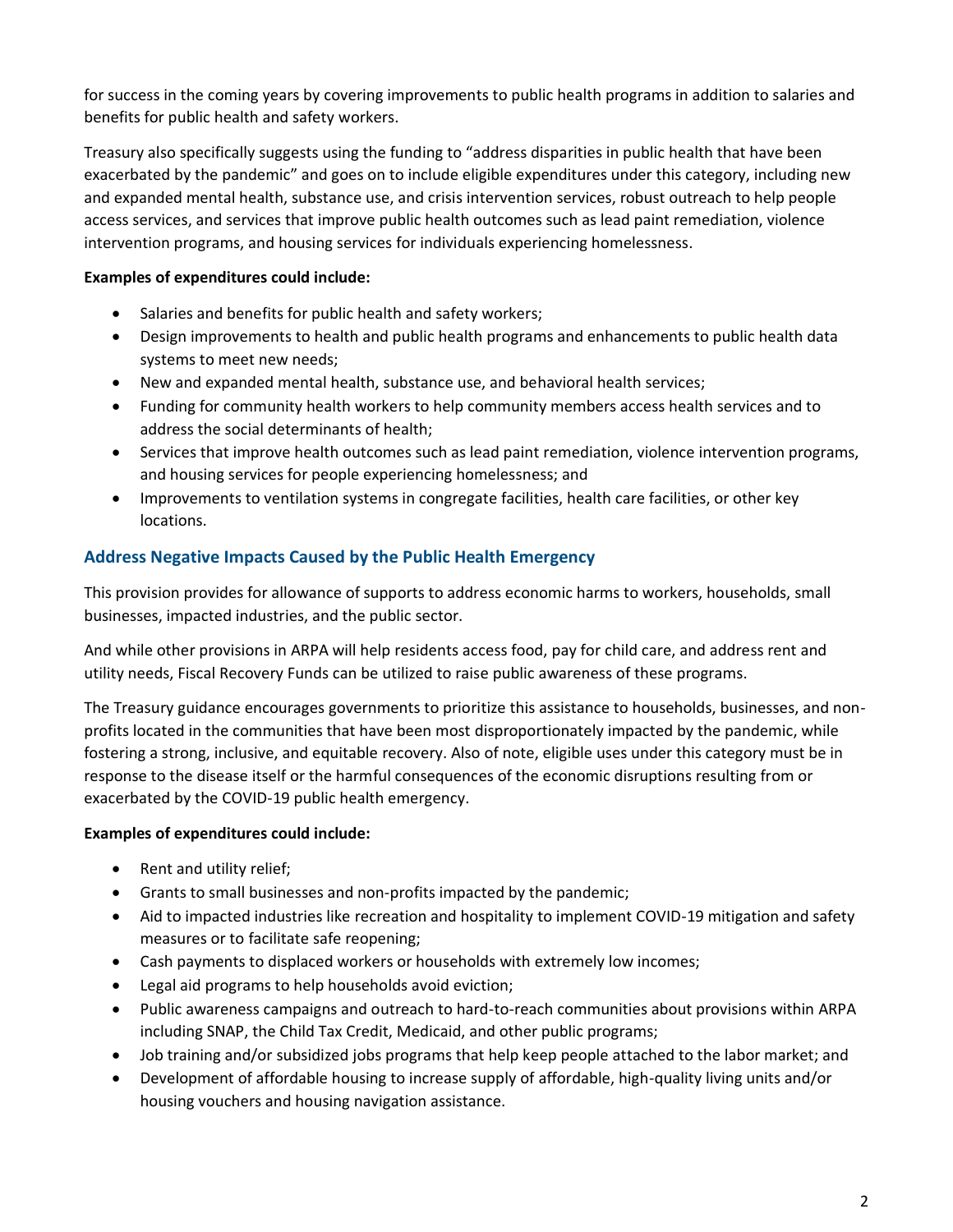for success in the coming years by covering improvements to public health programs in addition to salaries and benefits for public health and safety workers.

Treasury also specifically suggests using the funding to "address disparities in public health that have been exacerbated by the pandemic" and goes on to include eligible expenditures under this category, including new and expanded mental health, substance use, and crisis intervention services, robust outreach to help people access services, and services that improve public health outcomes such as lead paint remediation, violence intervention programs, and housing services for individuals experiencing homelessness.

**Examples of expenditures could include:**

- Salaries and benefits for public health and safety workers;
- Design improvements to health and public health programs and enhancements to public health data systems to meet new needs;
- New and expanded mental health, substance use, and behavioral health services;
- Funding for community health workers to help community members access health services and to address the social determinants of health;
- Services that improve health outcomes such as lead paint remediation, violence intervention programs, and housing services for people experiencing homelessness; and
- Improvements to ventilation systems in congregate facilities, health care facilities, or other key locations.

### Address Negative Impacts Caused by the Public Health Emergency

This provision provides for allowance of supports to address economic harms to workers, households, small businesses, impacted industries, and the public sector.

And while other provisions in ARPA will help residents access food, pay for child care, and address rent and utility needs, Fiscal Recovery Funds can be utilized to raise public awareness of these programs.

The Treasury guidance encourages governments to prioritize this assistance to households, businesses, and non-profits located in the communities that have been most disproportionately impacted by the pandemic, while fostering a strong, inclusive, and equitable recovery. Also of note, eligible uses under this category must be in response to the disease itself or the harmful consequences of the economic disruptions resulting from or exacerbated by the COVID-19 public health emergency.

**Examples of expenditures could include:**

- Rent and utility relief;
- Grants to small businesses and non-profits impacted by the pandemic;
- Aid to impacted industries like recreation and hospitality to implement COVID-19 mitigation and safety measures or to facilitate safe reopening;
- Cash payments to displaced workers or households with extremely low incomes;
- Legal aid programs to help households avoid eviction;
- Public awareness campaigns and outreach to hard-to-reach communities about provisions within ARPA including SNAP, the Child Tax Credit, Medicaid, and other public programs;
- Job training and/or subsidized jobs programs that help keep people attached to the labor market; and
- Development of affordable housing to increase supply of affordable, high-quality living units and/or housing vouchers and housing navigation assistance.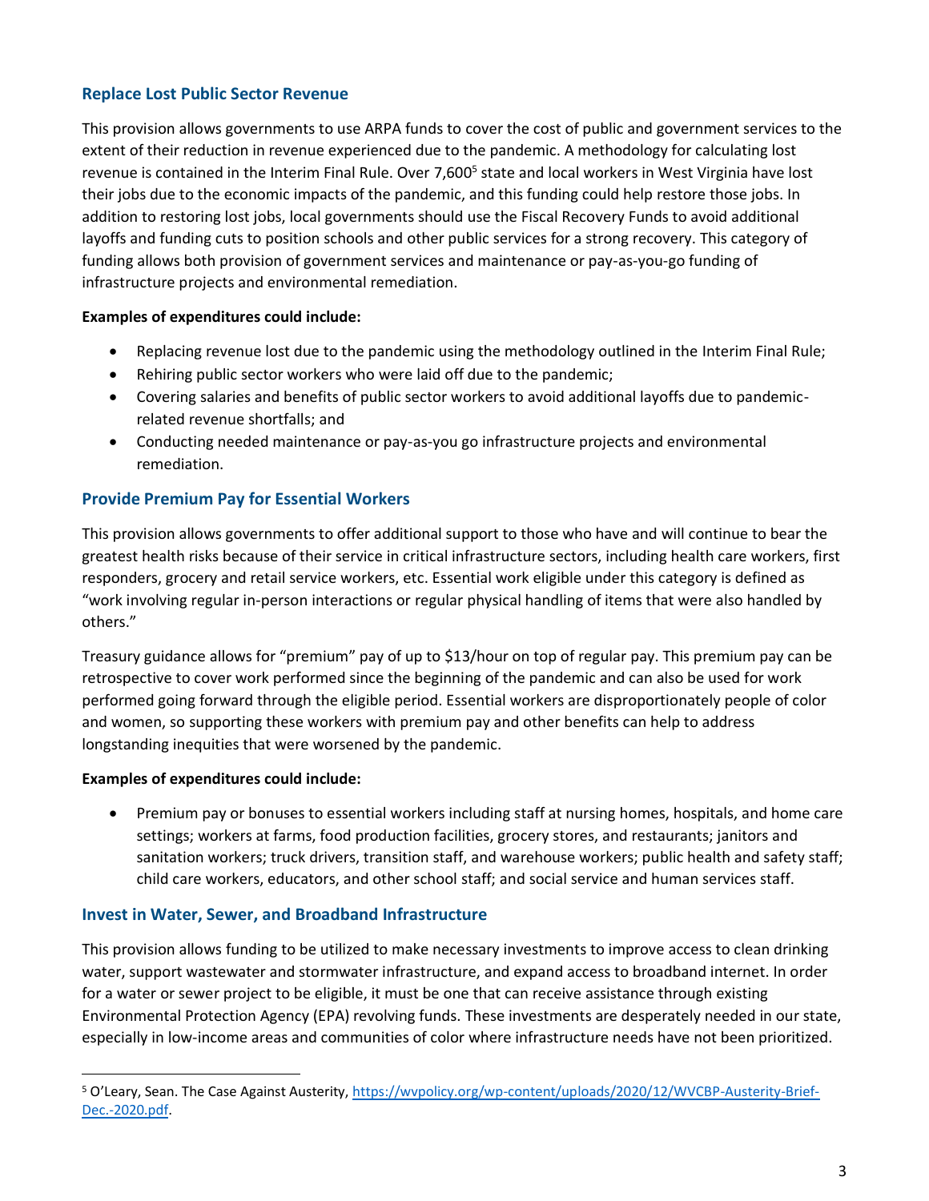## Replace Lost Public Sector Revenue

This provision allows governments to use ARPA funds to cover the cost of public and government services to the extent of their reduction in revenue experienced due to the pandemic. A methodology for calculating lost revenue is contained in the Interim Final Rule. Over 7,600[5] state and local workers in West Virginia have lost their jobs due to the economic impacts of the pandemic, and this funding could help restore those jobs. In addition to restoring lost jobs, local governments should use the Fiscal Recovery Funds to avoid additional layoffs and funding cuts to position schools and other public services for a strong recovery. This category of funding allows both provision of government services and maintenance or pay-as-you-go funding of infrastructure projects and environmental remediation.

**Examples of expenditures could include:**

- Replacing revenue lost due to the pandemic using the methodology outlined in the Interim Final Rule;
- Rehiring public sector workers who were laid off due to the pandemic;
- Covering salaries and benefits of public sector workers to avoid additional layoffs due to pandemic-related revenue shortfalls; and
- Conducting needed maintenance or pay-as-you go infrastructure projects and environmental remediation.

## Provide Premium Pay for Essential Workers

This provision allows governments to offer additional support to those who have and will continue to bear the greatest health risks because of their service in critical infrastructure sectors, including health care workers, first responders, grocery and retail service workers, etc. Essential work eligible under this category is defined as "work involving regular in-person interactions or regular physical handling of items that were also handled by others."

Treasury guidance allows for "premium" pay of up to $13/hour on top of regular pay. This premium pay can be retrospective to cover work performed since the beginning of the pandemic and can also be used for work performed going forward through the eligible period. Essential workers are disproportionately people of color and women, so supporting these workers with premium pay and other benefits can help to address longstanding inequities that were worsened by the pandemic.

**Examples of expenditures could include:**

- Premium pay or bonuses to essential workers including staff at nursing homes, hospitals, and home care settings; workers at farms, food production facilities, grocery stores, and restaurants; janitors and sanitation workers; truck drivers, transition staff, and warehouse workers; public health and safety staff; child care workers, educators, and other school staff; and social service and human services staff.

## Invest in Water, Sewer, and Broadband Infrastructure

This provision allows funding to be utilized to make necessary investments to improve access to clean drinking water, support wastewater and stormwater infrastructure, and expand access to broadband internet. In order for a water or sewer project to be eligible, it must be one that can receive assistance through existing Environmental Protection Agency (EPA) revolving funds. These investments are desperately needed in our state, especially in low-income areas and communities of color where infrastructure needs have not been prioritized.

---

[5] O'Leary, Sean. The Case Against Austerity, https://wvpolicy.org/wp-content/uploads/2020/12/WVCBP-Austerity-Brief-Dec.-2020.pdf.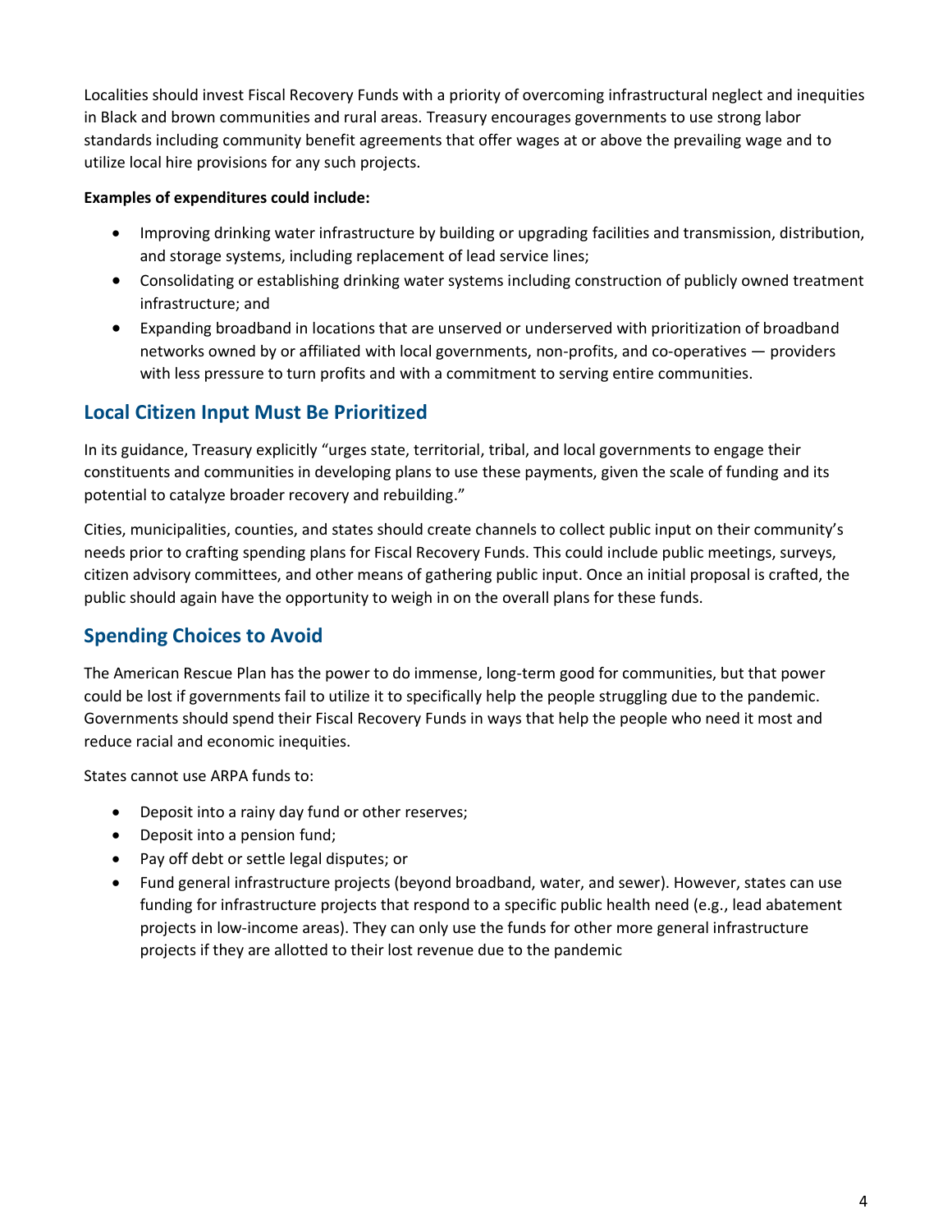Localities should invest Fiscal Recovery Funds with a priority of overcoming infrastructural neglect and inequities in Black and brown communities and rural areas. Treasury encourages governments to use strong labor standards including community benefit agreements that offer wages at or above the prevailing wage and to utilize local hire provisions for any such projects.

**Examples of expenditures could include:**

- Improving drinking water infrastructure by building or upgrading facilities and transmission, distribution, and storage systems, including replacement of lead service lines;
- Consolidating or establishing drinking water systems including construction of publicly owned treatment infrastructure; and
- Expanding broadband in locations that are unserved or underserved with prioritization of broadband networks owned by or affiliated with local governments, non-profits, and co-operatives — providers with less pressure to turn profits and with a commitment to serving entire communities.

## Local Citizen Input Must Be Prioritized

In its guidance, Treasury explicitly "urges state, territorial, tribal, and local governments to engage their constituents and communities in developing plans to use these payments, given the scale of funding and its potential to catalyze broader recovery and rebuilding."

Cities, municipalities, counties, and states should create channels to collect public input on their community's needs prior to crafting spending plans for Fiscal Recovery Funds. This could include public meetings, surveys, citizen advisory committees, and other means of gathering public input. Once an initial proposal is crafted, the public should again have the opportunity to weigh in on the overall plans for these funds.

## Spending Choices to Avoid

The American Rescue Plan has the power to do immense, long-term good for communities, but that power could be lost if governments fail to utilize it to specifically help the people struggling due to the pandemic. Governments should spend their Fiscal Recovery Funds in ways that help the people who need it most and reduce racial and economic inequities.

States cannot use ARPA funds to:

- Deposit into a rainy day fund or other reserves;
- Deposit into a pension fund;
- Pay off debt or settle legal disputes; or
- Fund general infrastructure projects (beyond broadband, water, and sewer). However, states can use funding for infrastructure projects that respond to a specific public health need (e.g., lead abatement projects in low-income areas). They can only use the funds for other more general infrastructure projects if they are allotted to their lost revenue due to the pandemic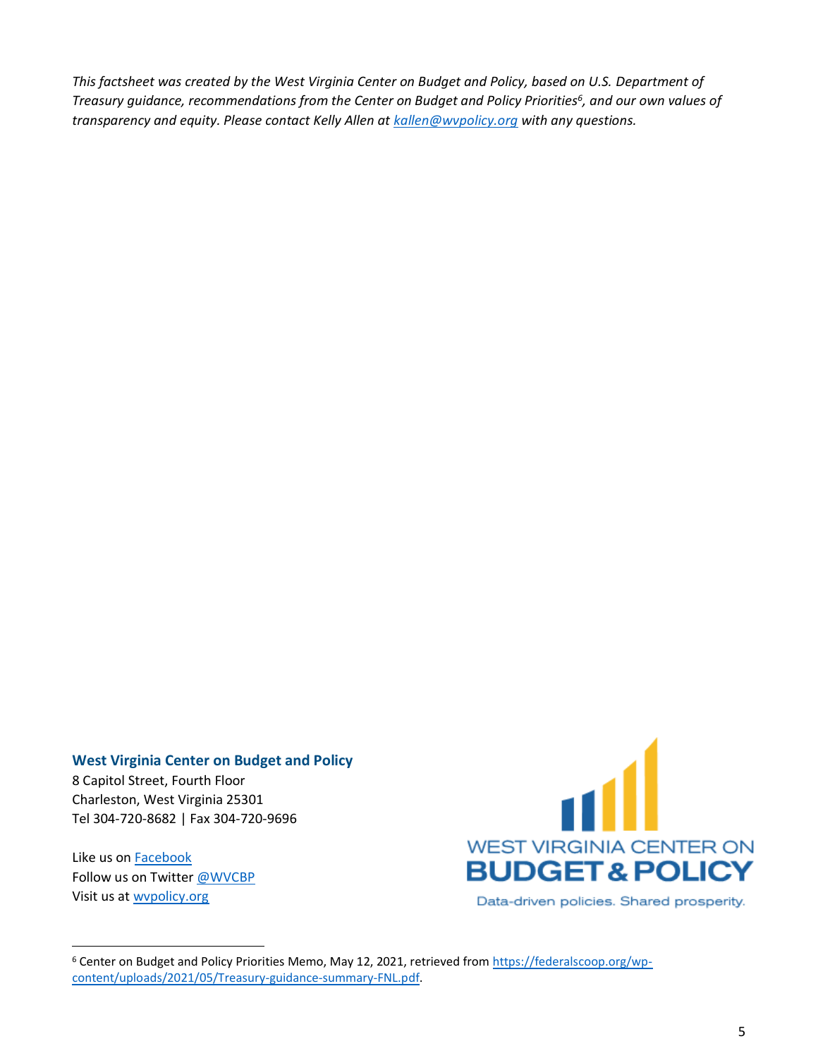*This factsheet was created by the West Virginia Center on Budget and Policy, based on U.S. Department of Treasury guidance, recommendations from the Center on Budget and Policy Priorities[6], and our own values of transparency and equity. Please contact Kelly Allen at kallen@wvpolicy.org with any questions.*

**West Virginia Center on Budget and Policy**
8 Capitol Street, Fourth Floor
Charleston, West Virginia 25301
Tel 304-720-8682 | Fax 304-720-9696

Like us on Facebook
Follow us on Twitter @WVCBP
Visit us at wvpolicy.org

WEST VIRGINIA CENTER ON
**BUDGET & POLICY**
Data-driven policies. Shared prosperity.

---

[6] Center on Budget and Policy Priorities Memo, May 12, 2021, retrieved from https://federalscoop.org/wp-content/uploads/2021/05/Treasury-guidance-summary-FNL.pdf.